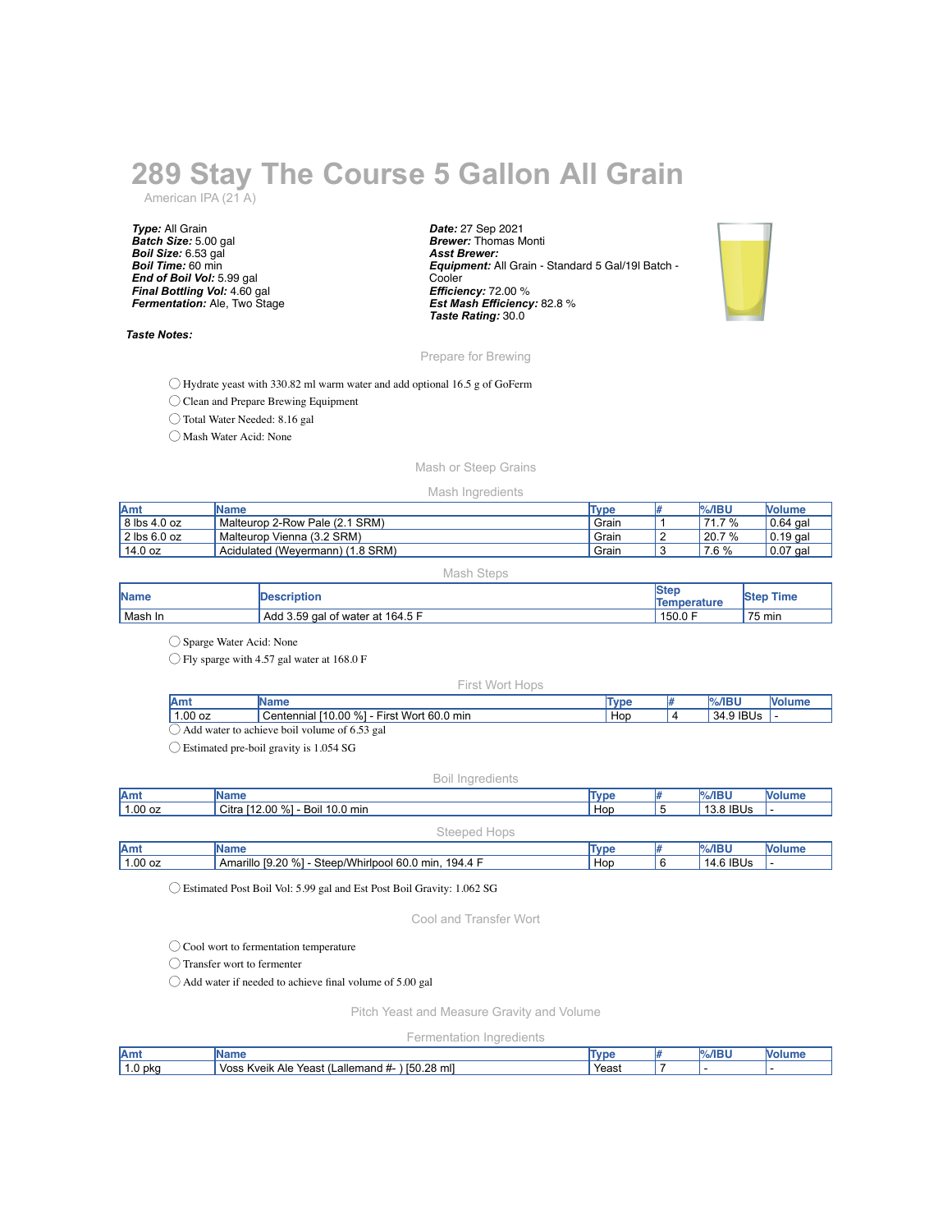# 289 Stay The Course 5 Gallon All Grain

American IPA (21 A)

***Type:*** All Grain
***Batch Size:*** 5.00 gal
***Boil Size:*** 6.53 gal
***Boil Time:*** 60 min
***End of Boil Vol:*** 5.99 gal
***Final Bottling Vol:*** 4.60 gal
***Fermentation:*** Ale, Two Stage

***Date:*** 27 Sep 2021
***Brewer:*** Thomas Monti
***Asst Brewer:***
***Equipment:*** All Grain - Standard 5 Gal/19l Batch - Cooler
***Efficiency:*** 72.00 %
***Est Mash Efficiency:*** 82.8 %
***Taste Rating:*** 30.0

***Taste Notes:***

## Prepare for Brewing

- ◯ Hydrate yeast with 330.82 ml warm water and add optional 16.5 g of GoFerm
- ◯ Clean and Prepare Brewing Equipment
- ◯ Total Water Needed: 8.16 gal
- ◯ Mash Water Acid: None

## Mash or Steep Grains

### Mash Ingredients

| Amt | Name | Type | # | %/IBU | Volume |
|---|---|---|---|---|---|
| 8 lbs 4.0 oz | Malteurop 2-Row Pale (2.1 SRM) | Grain | 1 | 71.7 % | 0.64 gal |
| 2 lbs 6.0 oz | Malteurop Vienna (3.2 SRM) | Grain | 2 | 20.7 % | 0.19 gal |
| 14.0 oz | Acidulated (Weyermann) (1.8 SRM) | Grain | 3 | 7.6 % | 0.07 gal |

### Mash Steps

| Name | Description | Step Temperature | Step Time |
|---|---|---|---|
| Mash In | Add 3.59 gal of water at 164.5 F | 150.0 F | 75 min |

- ◯ Sparge Water Acid: None
- ◯ Fly sparge with 4.57 gal water at 168.0 F

### First Wort Hops

| Amt | Name | Type | # | %/IBU | Volume |
|---|---|---|---|---|---|
| 1.00 oz | Centennial [10.00 %] - First Wort 60.0 min | Hop | 4 | 34.9 IBUs | - |

- ◯ Add water to achieve boil volume of 6.53 gal
- ◯ Estimated pre-boil gravity is 1.054 SG

### Boil Ingredients

| Amt | Name | Type | # | %/IBU | Volume |
|---|---|---|---|---|---|
| 1.00 oz | Citra [12.00 %] - Boil 10.0 min | Hop | 5 | 13.8 IBUs | - |

### Steeped Hops

| Amt | Name | Type | # | %/IBU | Volume |
|---|---|---|---|---|---|
| 1.00 oz | Amarillo [9.20 %] - Steep/Whirlpool 60.0 min, 194.4 F | Hop | 6 | 14.6 IBUs | - |

- ◯ Estimated Post Boil Vol: 5.99 gal and Est Post Boil Gravity: 1.062 SG

## Cool and Transfer Wort

- ◯ Cool wort to fermentation temperature
- ◯ Transfer wort to fermenter
- ◯ Add water if needed to achieve final volume of 5.00 gal

## Pitch Yeast and Measure Gravity and Volume

### Fermentation Ingredients

| Amt | Name | Type | # | %/IBU | Volume |
|---|---|---|---|---|---|
| 1.0 pkg | Voss Kveik Ale Yeast (Lallemand #- ) [50.28 ml] | Yeast | 7 | - | - |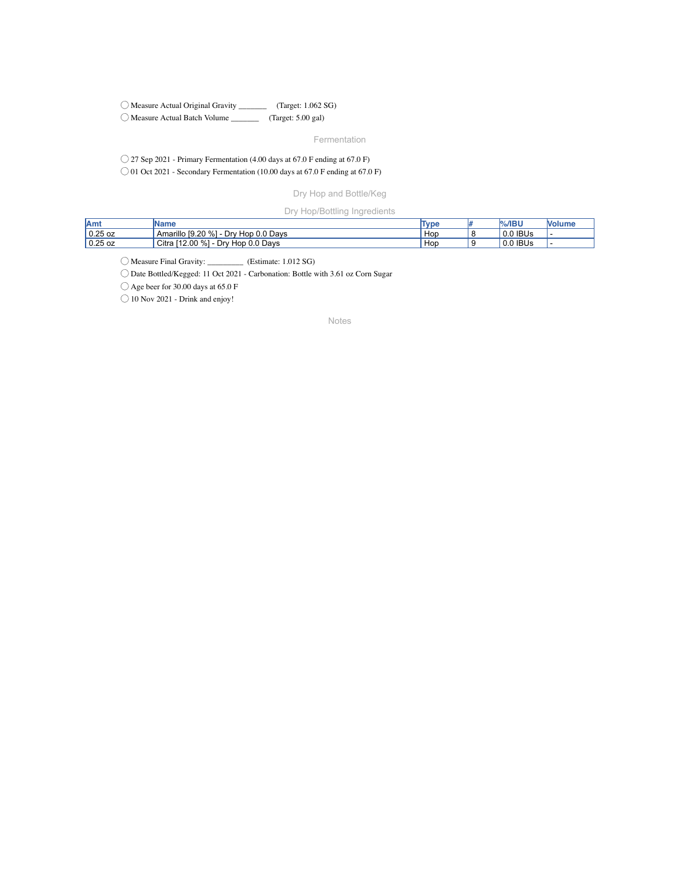◯ Measure Actual Original Gravity _______ (Target: 1.062 SG)

◯ Measure Actual Batch Volume _______ (Target: 5.00 gal)

## Fermentation

◯ 27 Sep 2021 - Primary Fermentation (4.00 days at 67.0 F ending at 67.0 F)

◯ 01 Oct 2021 - Secondary Fermentation (10.00 days at 67.0 F ending at 67.0 F)

## Dry Hop and Bottle/Keg

### Dry Hop/Bottling Ingredients

| Amt | Name | Type | # | %/IBU | Volume |
|---|---|---|---|---|---|
| 0.25 oz | Amarillo [9.20 %] - Dry Hop 0.0 Days | Hop | 8 | 0.0 IBUs | - |
| 0.25 oz | Citra [12.00 %] - Dry Hop 0.0 Days | Hop | 9 | 0.0 IBUs | - |

◯ Measure Final Gravity: _________ (Estimate: 1.012 SG)

◯ Date Bottled/Kegged: 11 Oct 2021 - Carbonation: Bottle with 3.61 oz Corn Sugar

◯ Age beer for 30.00 days at 65.0 F

◯ 10 Nov 2021 - Drink and enjoy!

## Notes